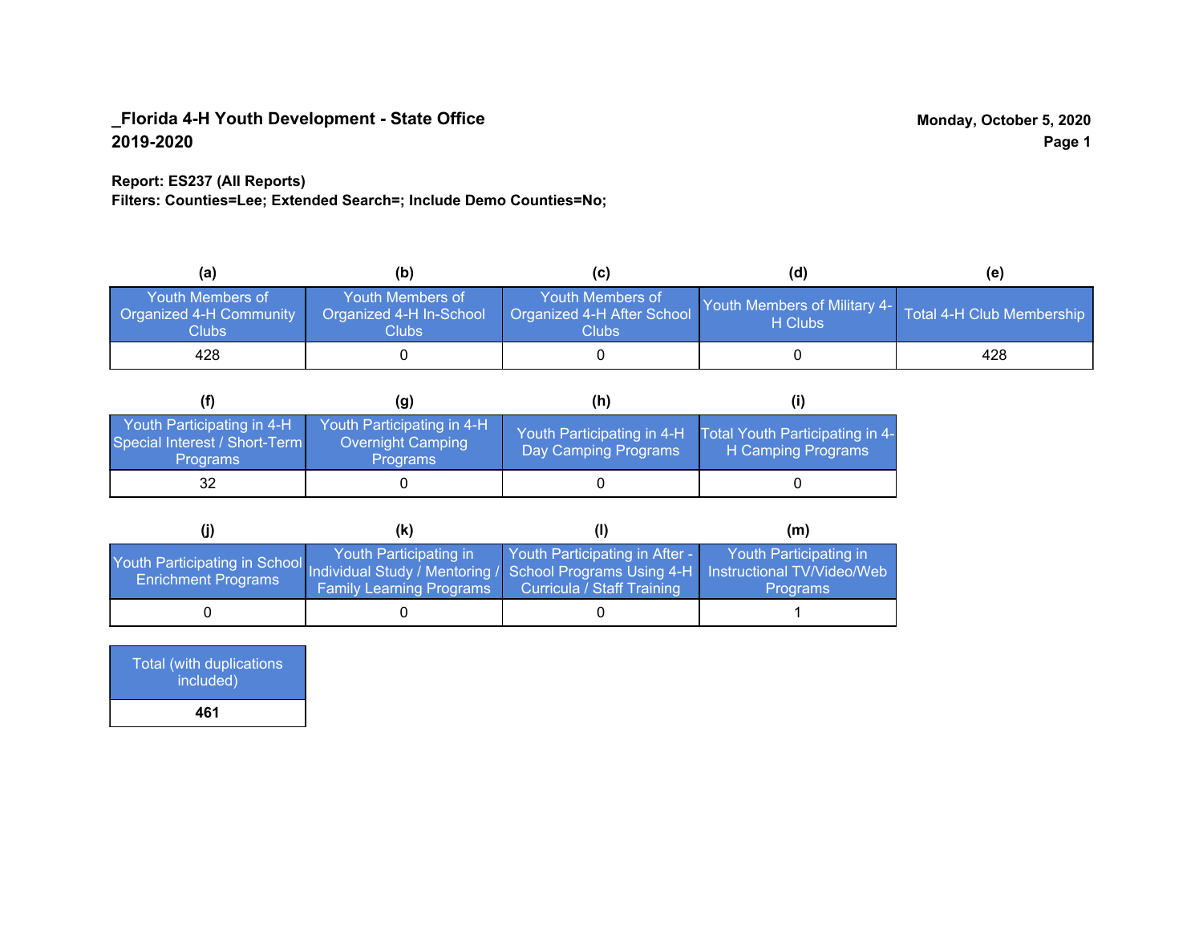**_Florida 4-H Youth Development - State Office**
**2019-2020**

**Monday, October 5, 2020**

**Report: ES237 (All Reports)**
**Filters: Counties=Lee; Extended Search=; Include Demo Counties=No;**

| (a) | (b) | (c) | (d) | (e) |
|---|---|---|---|---|
| Youth Members of Organized 4-H Community Clubs | Youth Members of Organized 4-H In-School Clubs | Youth Members of Organized 4-H After School Clubs | Youth Members of Military 4-H Clubs | Total 4-H Club Membership |
| 428 | 0 | 0 | 0 | 428 |

| (f) | (g) | (h) | (i) |
|---|---|---|---|
| Youth Participating in 4-H Special Interest / Short-Term Programs | Youth Participating in 4-H Overnight Camping Programs | Youth Participating in 4-H Day Camping Programs | Total Youth Participating in 4-H Camping Programs |
| 32 | 0 | 0 | 0 |

| (j) | (k) | (l) | (m) |
|---|---|---|---|
| Youth Participating in School Enrichment Programs | Youth Participating in Individual Study / Mentoring / Family Learning Programs | Youth Participating in After - School Programs Using 4-H Curricula / Staff Training | Youth Participating in Instructional TV/Video/Web Programs |
| 0 | 0 | 0 | 1 |

| Total (with duplications included) |
|---|
| **461** |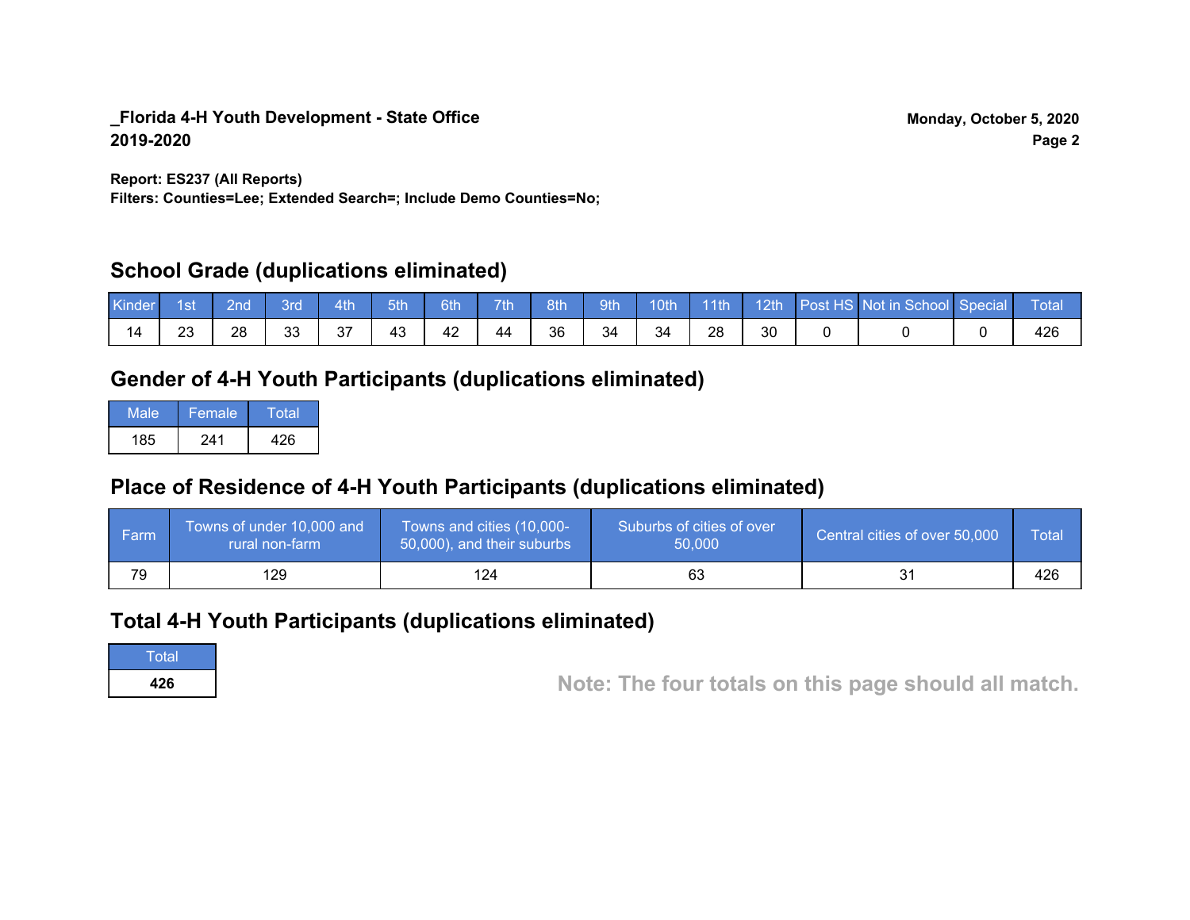**_Florida 4-H Youth Development - State Office**
**2019-2020**

**Monday, October 5, 2020**

**Report: ES237 (All Reports)**
**Filters: Counties=Lee; Extended Search=; Include Demo Counties=No;**

## School Grade (duplications eliminated)

| Kinder | 1st | 2nd | 3rd | 4th | 5th | 6th | 7th | 8th | 9th | 10th | 11th | 12th | Post HS | Not in School | Special | Total |
|---|---|---|---|---|---|---|---|---|---|---|---|---|---|---|---|---|
| 14 | 23 | 28 | 33 | 37 | 43 | 42 | 44 | 36 | 34 | 34 | 28 | 30 | 0 | 0 | 0 | 426 |

## Gender of 4-H Youth Participants (duplications eliminated)

| Male | Female | Total |
|---|---|---|
| 185 | 241 | 426 |

## Place of Residence of 4-H Youth Participants (duplications eliminated)

| Farm | Towns of under 10,000 and rural non-farm | Towns and cities (10,000-50,000), and their suburbs | Suburbs of cities of over 50,000 | Central cities of over 50,000 | Total |
|---|---|---|---|---|---|
| 79 | 129 | 124 | 63 | 31 | 426 |

## Total 4-H Youth Participants (duplications eliminated)

| Total |
|---|
| **426** |

**Note: The four totals on this page should all match.**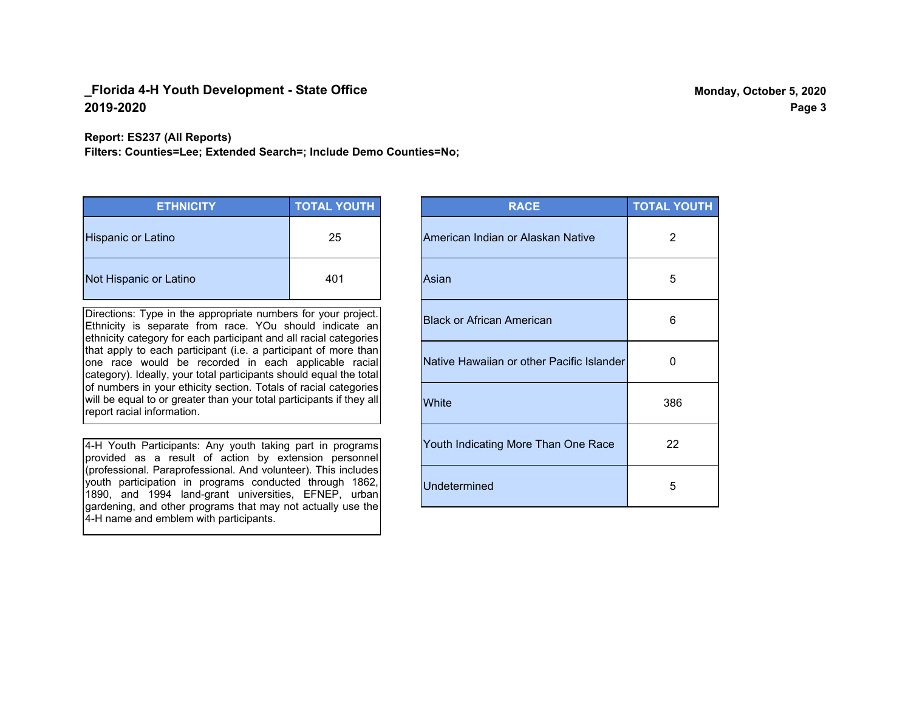**_Florida 4-H Youth Development - State Office**
**2019-2020**

**Monday, October 5, 2020**

**Report: ES237 (All Reports)**
**Filters: Counties=Lee; Extended Search=; Include Demo Counties=No;**

| ETHNICITY | TOTAL YOUTH |
|---|---|
| Hispanic or Latino | 25 |
| Not Hispanic or Latino | 401 |

Directions: Type in the appropriate numbers for your project. Ethnicity is separate from race. YOu should indicate an ethnicity category for each participant and all racial categories that apply to each participant (i.e. a participant of more than one race would be recorded in each applicable racial category). Ideally, your total participants should equal the total of numbers in your ethicity section. Totals of racial categories will be equal to or greater than your total participants if they all report racial information.

4-H Youth Participants: Any youth taking part in programs provided as a result of action by extension personnel (professional. Paraprofessional. And volunteer). This includes youth participation in programs conducted through 1862, 1890, and 1994 land-grant universities, EFNEP, urban gardening, and other programs that may not actually use the 4-H name and emblem with participants.

| RACE | TOTAL YOUTH |
|---|---|
| American Indian or Alaskan Native | 2 |
| Asian | 5 |
| Black or African American | 6 |
| Native Hawaiian or other Pacific Islander | 0 |
| White | 386 |
| Youth Indicating More Than One Race | 22 |
| Undetermined | 5 |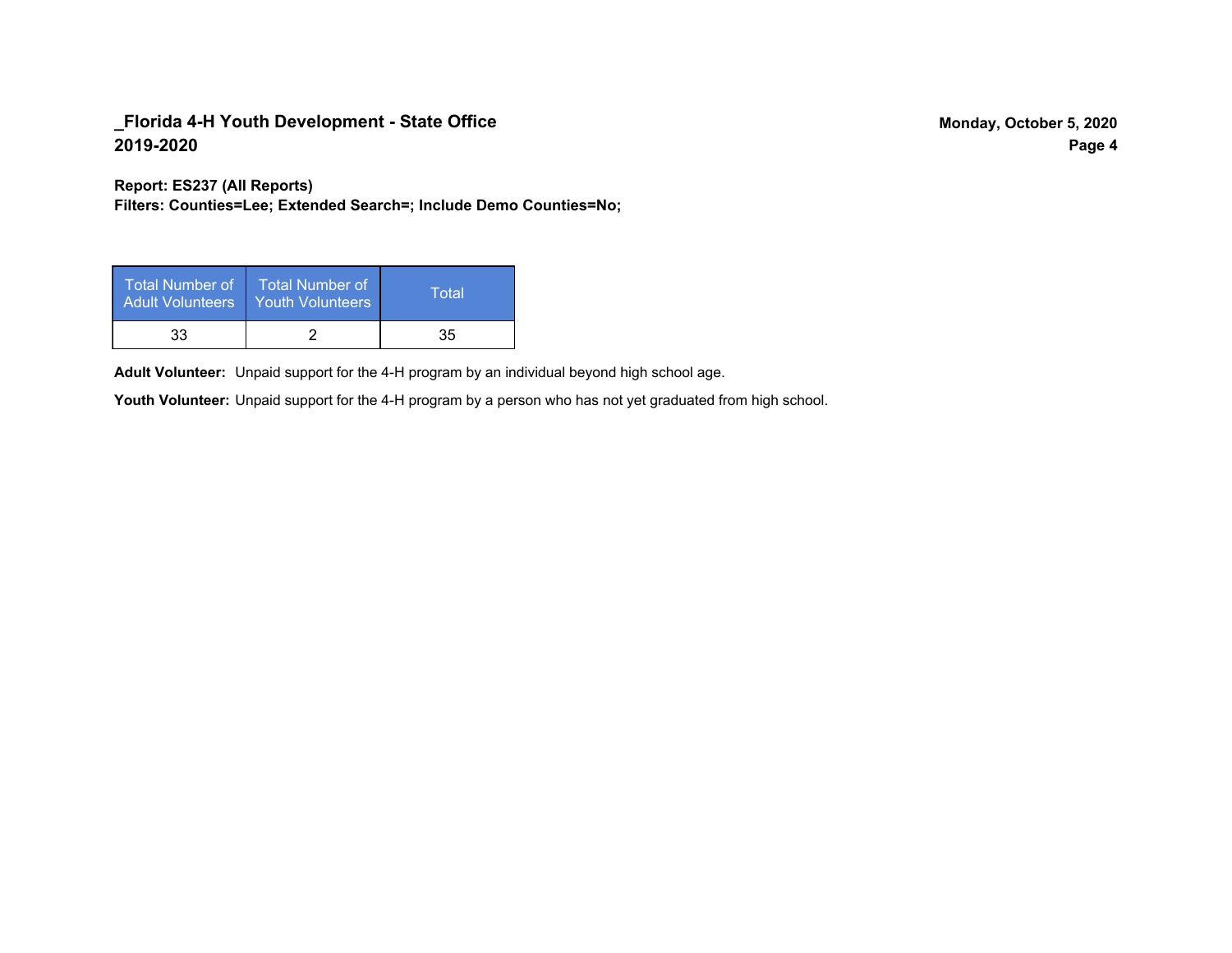## _Florida 4-H Youth Development - State Office
## 2019-2020

Monday, October 5, 2020

**Report: ES237 (All Reports)**
**Filters: Counties=Lee; Extended Search=; Include Demo Counties=No;**

| Total Number of Adult Volunteers | Total Number of Youth Volunteers | Total |
|---|---|---|
| 33 | 2 | 35 |

**Adult Volunteer:** Unpaid support for the 4-H program by an individual beyond high school age.

**Youth Volunteer:** Unpaid support for the 4-H program by a person who has not yet graduated from high school.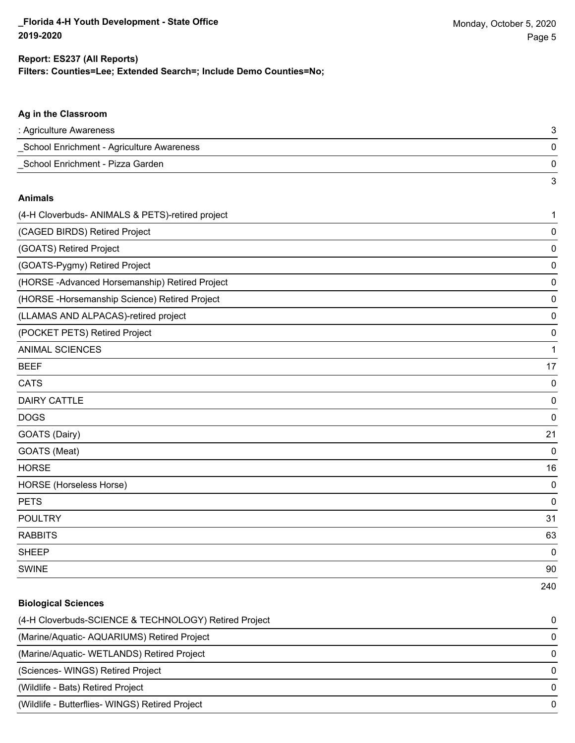**Report: ES237 (All Reports)**
**Filters: Counties=Lee; Extended Search=; Include Demo Counties=No;**

### Ag in the Classroom

| | |
|---|---|
| : Agriculture Awareness | 3 |
| _School Enrichment - Agriculture Awareness | 0 |
| _School Enrichment - Pizza Garden | 0 |
| | 3 |

### Animals

| | |
|---|---|
| (4-H Cloverbuds- ANIMALS & PETS)-retired project | 1 |
| (CAGED BIRDS) Retired Project | 0 |
| (GOATS) Retired Project | 0 |
| (GOATS-Pygmy) Retired Project | 0 |
| (HORSE -Advanced Horsemanship) Retired Project | 0 |
| (HORSE -Horsemanship Science) Retired Project | 0 |
| (LLAMAS AND ALPACAS)-retired project | 0 |
| (POCKET PETS) Retired Project | 0 |
| ANIMAL SCIENCES | 1 |
| BEEF | 17 |
| CATS | 0 |
| DAIRY CATTLE | 0 |
| DOGS | 0 |
| GOATS (Dairy) | 21 |
| GOATS (Meat) | 0 |
| HORSE | 16 |
| HORSE (Horseless Horse) | 0 |
| PETS | 0 |
| POULTRY | 31 |
| RABBITS | 63 |
| SHEEP | 0 |
| SWINE | 90 |
| | 240 |

### Biological Sciences

| | |
|---|---|
| (4-H Cloverbuds-SCIENCE & TECHNOLOGY) Retired Project | 0 |
| (Marine/Aquatic- AQUARIUMS) Retired Project | 0 |
| (Marine/Aquatic- WETLANDS) Retired Project | 0 |
| (Sciences- WINGS) Retired Project | 0 |
| (Wildlife - Bats) Retired Project | 0 |
| (Wildlife - Butterflies- WINGS) Retired Project | 0 |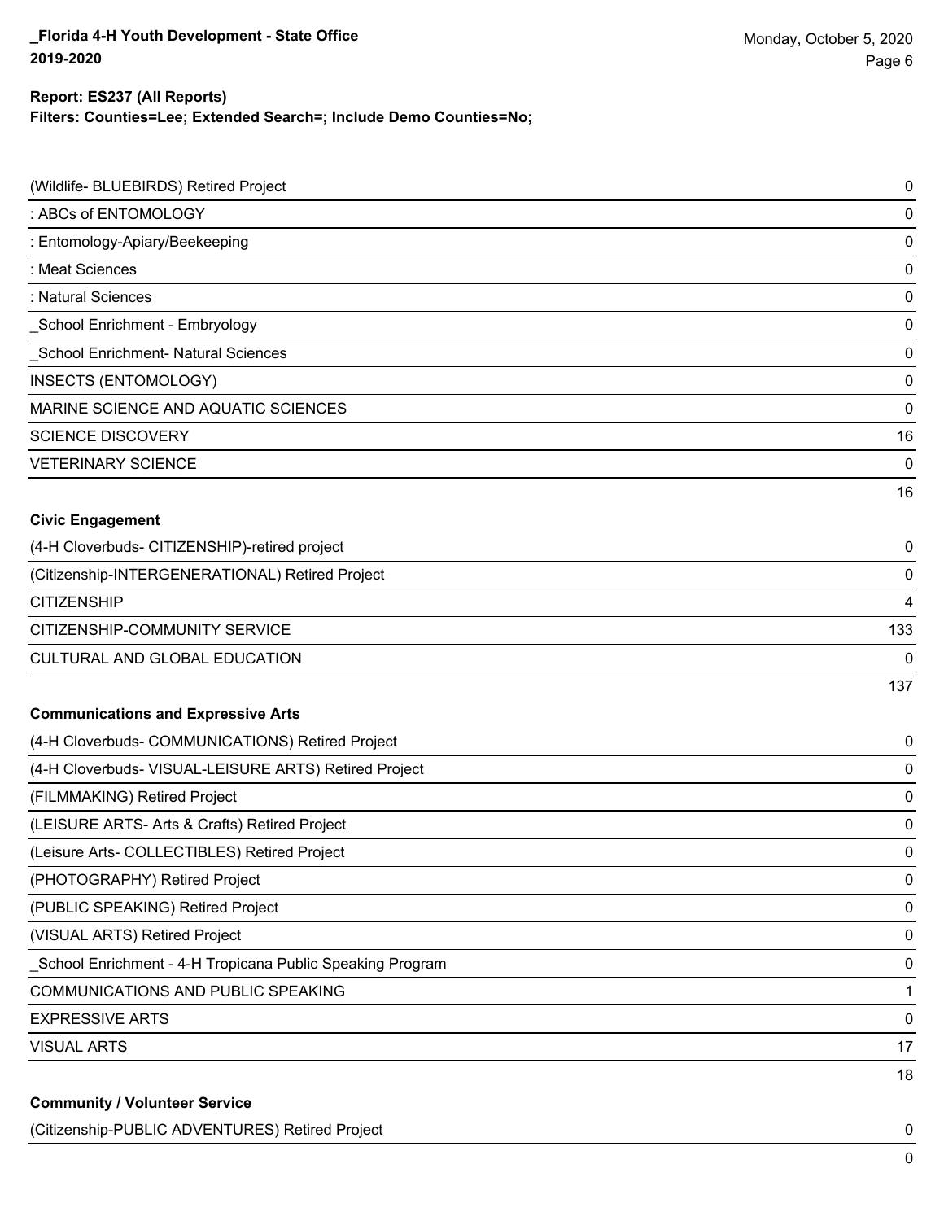| | |
|---|---|
| (Wildlife- BLUEBIRDS) Retired Project | 0 |
| : ABCs of ENTOMOLOGY | 0 |
| : Entomology-Apiary/Beekeeping | 0 |
| : Meat Sciences | 0 |
| : Natural Sciences | 0 |
| _School Enrichment - Embryology | 0 |
| _School Enrichment- Natural Sciences | 0 |
| INSECTS (ENTOMOLOGY) | 0 |
| MARINE SCIENCE AND AQUATIC SCIENCES | 0 |
| SCIENCE DISCOVERY | 16 |
| VETERINARY SCIENCE | 0 |
| | 16 |

**Civic Engagement**

| | |
|---|---|
| (4-H Cloverbuds- CITIZENSHIP)-retired project | 0 |
| (Citizenship-INTERGENERATIONAL) Retired Project | 0 |
| CITIZENSHIP | 4 |
| CITIZENSHIP-COMMUNITY SERVICE | 133 |
| CULTURAL AND GLOBAL EDUCATION | 0 |
| | 137 |

**Communications and Expressive Arts**

| | |
|---|---|
| (4-H Cloverbuds- COMMUNICATIONS) Retired Project | 0 |
| (4-H Cloverbuds- VISUAL-LEISURE ARTS) Retired Project | 0 |
| (FILMMAKING) Retired Project | 0 |
| (LEISURE ARTS- Arts & Crafts) Retired Project | 0 |
| (Leisure Arts- COLLECTIBLES) Retired Project | 0 |
| (PHOTOGRAPHY) Retired Project | 0 |
| (PUBLIC SPEAKING) Retired Project | 0 |
| (VISUAL ARTS) Retired Project | 0 |
| _School Enrichment - 4-H Tropicana Public Speaking Program | 0 |
| COMMUNICATIONS AND PUBLIC SPEAKING | 1 |
| EXPRESSIVE ARTS | 0 |
| VISUAL ARTS | 17 |
| | 18 |

**Community / Volunteer Service**

| | |
|---|---|
| (Citizenship-PUBLIC ADVENTURES) Retired Project | 0 |
| | 0 |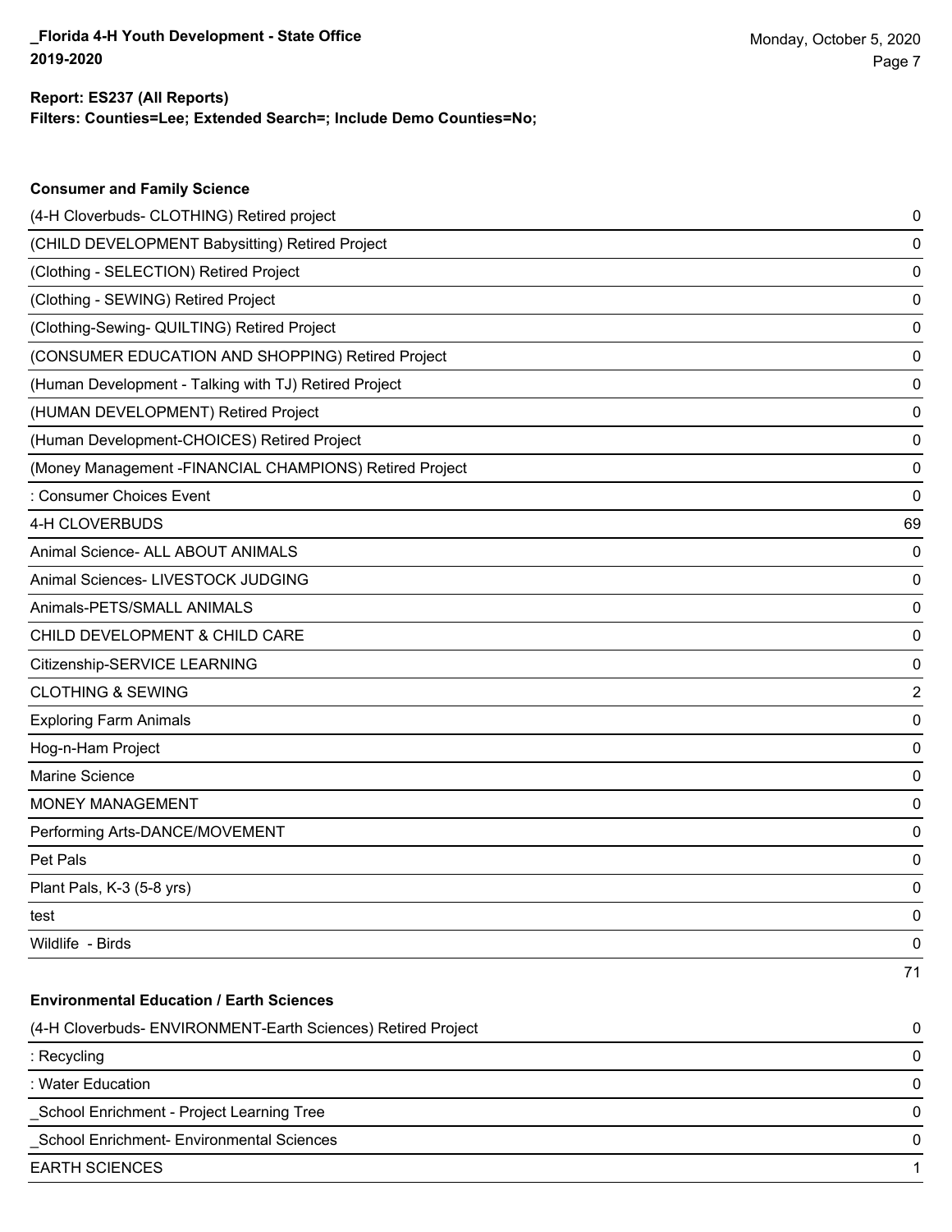**Report: ES237 (All Reports)**
**Filters: Counties=Lee; Extended Search=; Include Demo Counties=No;**

### Consumer and Family Science

| | |
|---|---|
| (4-H Cloverbuds- CLOTHING) Retired project | 0 |
| (CHILD DEVELOPMENT Babysitting) Retired Project | 0 |
| (Clothing - SELECTION) Retired Project | 0 |
| (Clothing - SEWING) Retired Project | 0 |
| (Clothing-Sewing- QUILTING) Retired Project | 0 |
| (CONSUMER EDUCATION AND SHOPPING) Retired Project | 0 |
| (Human Development - Talking with TJ) Retired Project | 0 |
| (HUMAN DEVELOPMENT) Retired Project | 0 |
| (Human Development-CHOICES) Retired Project | 0 |
| (Money Management -FINANCIAL CHAMPIONS) Retired Project | 0 |
| : Consumer Choices Event | 0 |
| 4-H CLOVERBUDS | 69 |
| Animal Science- ALL ABOUT ANIMALS | 0 |
| Animal Sciences- LIVESTOCK JUDGING | 0 |
| Animals-PETS/SMALL ANIMALS | 0 |
| CHILD DEVELOPMENT & CHILD CARE | 0 |
| Citizenship-SERVICE LEARNING | 0 |
| CLOTHING & SEWING | 2 |
| Exploring Farm Animals | 0 |
| Hog-n-Ham Project | 0 |
| Marine Science | 0 |
| MONEY MANAGEMENT | 0 |
| Performing Arts-DANCE/MOVEMENT | 0 |
| Pet Pals | 0 |
| Plant Pals, K-3 (5-8 yrs) | 0 |
| test | 0 |
| Wildlife - Birds | 0 |
| | 71 |

### Environmental Education / Earth Sciences

| | |
|---|---|
| (4-H Cloverbuds- ENVIRONMENT-Earth Sciences) Retired Project | 0 |
| : Recycling | 0 |
| : Water Education | 0 |
| _School Enrichment - Project Learning Tree | 0 |
| _School Enrichment- Environmental Sciences | 0 |
| EARTH SCIENCES | 1 |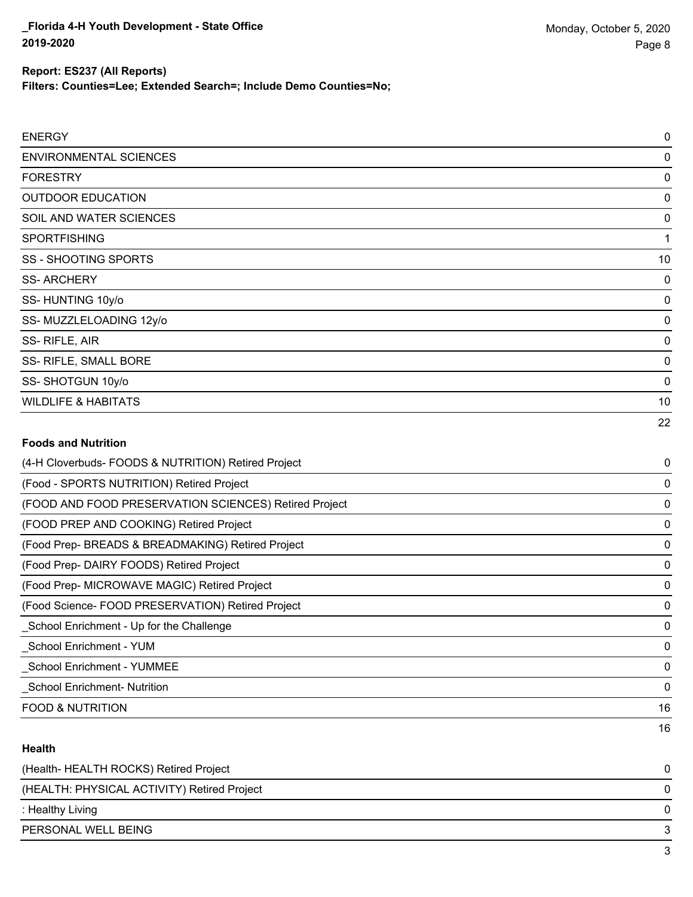**Report: ES237 (All Reports)**
**Filters: Counties=Lee; Extended Search=; Include Demo Counties=No;**

| | |
|---|---|
| ENERGY | 0 |
| ENVIRONMENTAL SCIENCES | 0 |
| FORESTRY | 0 |
| OUTDOOR EDUCATION | 0 |
| SOIL AND WATER SCIENCES | 0 |
| SPORTFISHING | 1 |
| SS - SHOOTING SPORTS | 10 |
| SS- ARCHERY | 0 |
| SS- HUNTING 10y/o | 0 |
| SS- MUZZLELOADING 12y/o | 0 |
| SS- RIFLE, AIR | 0 |
| SS- RIFLE, SMALL BORE | 0 |
| SS- SHOTGUN 10y/o | 0 |
| WILDLIFE & HABITATS | 10 |
| | 22 |

**Foods and Nutrition**

| | |
|---|---|
| (4-H Cloverbuds- FOODS & NUTRITION) Retired Project | 0 |
| (Food - SPORTS NUTRITION) Retired Project | 0 |
| (FOOD AND FOOD PRESERVATION SCIENCES) Retired Project | 0 |
| (FOOD PREP AND COOKING) Retired Project | 0 |
| (Food Prep- BREADS & BREADMAKING) Retired Project | 0 |
| (Food Prep- DAIRY FOODS) Retired Project | 0 |
| (Food Prep- MICROWAVE MAGIC) Retired Project | 0 |
| (Food Science- FOOD PRESERVATION) Retired Project | 0 |
| _School Enrichment - Up for the Challenge | 0 |
| _School Enrichment - YUM | 0 |
| _School Enrichment - YUMMEE | 0 |
| _School Enrichment- Nutrition | 0 |
| FOOD & NUTRITION | 16 |
| | 16 |

**Health**

| | |
|---|---|
| (Health- HEALTH ROCKS) Retired Project | 0 |
| (HEALTH: PHYSICAL ACTIVITY) Retired Project | 0 |
| : Healthy Living | 0 |
| PERSONAL WELL BEING | 3 |
| | 3 |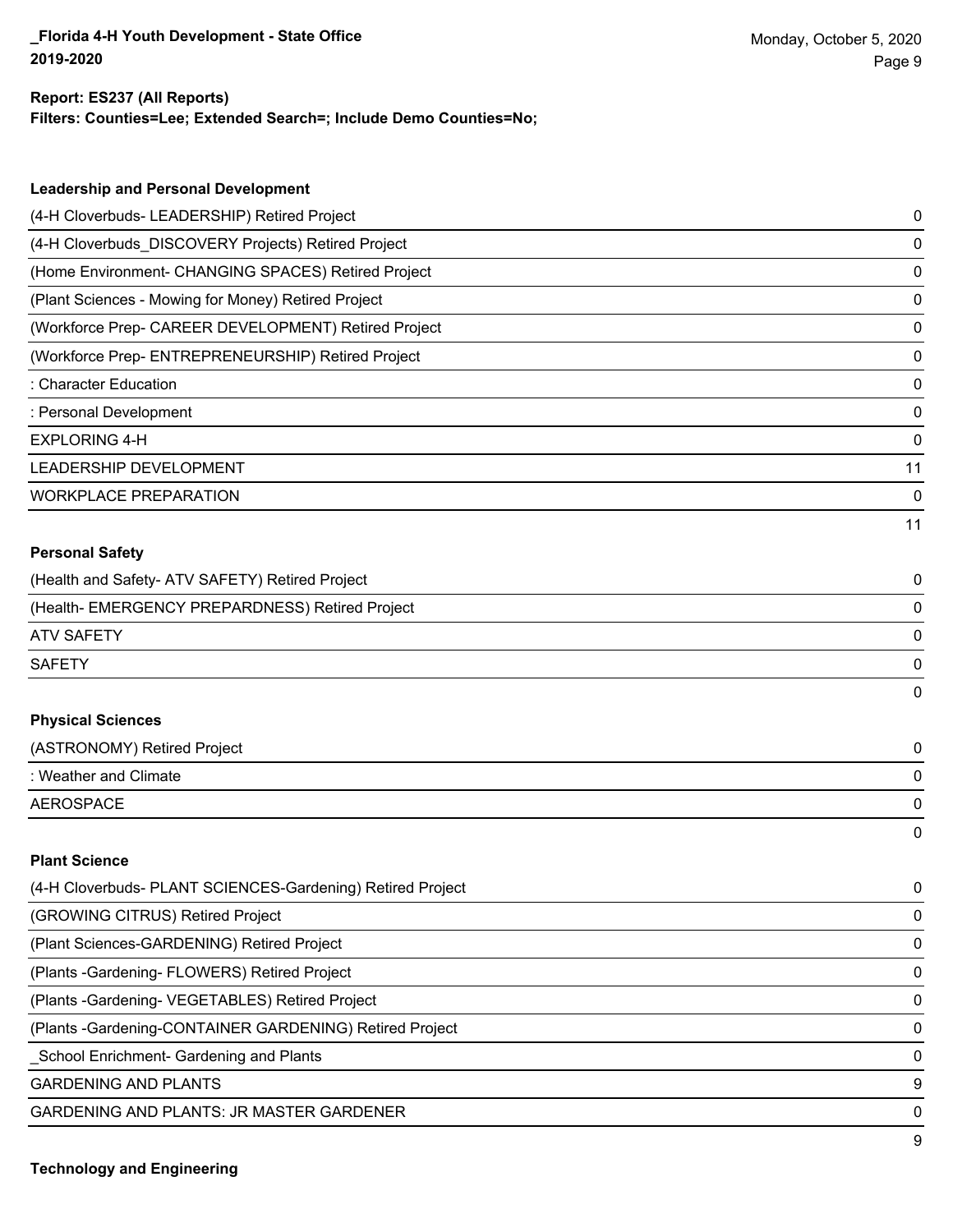**Report: ES237 (All Reports)**
**Filters: Counties=Lee; Extended Search=; Include Demo Counties=No;**

### Leadership and Personal Development

| Project | Count |
|---|---|
| (4-H Cloverbuds- LEADERSHIP) Retired Project | 0 |
| (4-H Cloverbuds_DISCOVERY Projects) Retired Project | 0 |
| (Home Environment- CHANGING SPACES) Retired Project | 0 |
| (Plant Sciences - Mowing for Money) Retired Project | 0 |
| (Workforce Prep- CAREER DEVELOPMENT) Retired Project | 0 |
| (Workforce Prep- ENTREPRENEURSHIP) Retired Project | 0 |
| : Character Education | 0 |
| : Personal Development | 0 |
| EXPLORING 4-H | 0 |
| LEADERSHIP DEVELOPMENT | 11 |
| WORKPLACE PREPARATION | 0 |
| | 11 |

### Personal Safety

| Project | Count |
|---|---|
| (Health and Safety- ATV SAFETY) Retired Project | 0 |
| (Health- EMERGENCY PREPARDNESS) Retired Project | 0 |
| ATV SAFETY | 0 |
| SAFETY | 0 |
| | 0 |

### Physical Sciences

| Project | Count |
|---|---|
| (ASTRONOMY) Retired Project | 0 |
| : Weather and Climate | 0 |
| AEROSPACE | 0 |
| | 0 |

### Plant Science

| Project | Count |
|---|---|
| (4-H Cloverbuds- PLANT SCIENCES-Gardening) Retired Project | 0 |
| (GROWING CITRUS) Retired Project | 0 |
| (Plant Sciences-GARDENING) Retired Project | 0 |
| (Plants -Gardening- FLOWERS) Retired Project | 0 |
| (Plants -Gardening- VEGETABLES) Retired Project | 0 |
| (Plants -Gardening-CONTAINER GARDENING) Retired Project | 0 |
| _School Enrichment- Gardening and Plants | 0 |
| GARDENING AND PLANTS | 9 |
| GARDENING AND PLANTS: JR MASTER GARDENER | 0 |
| | 9 |

### Technology and Engineering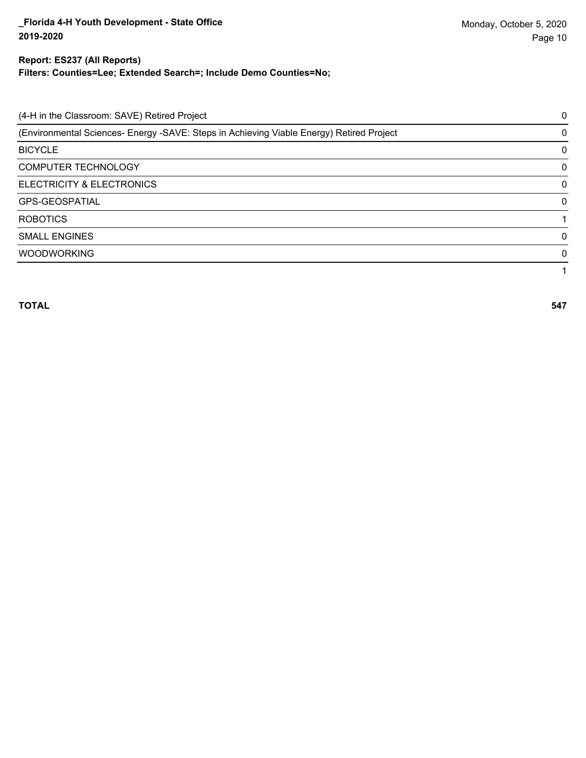**Report: ES237 (All Reports)**
**Filters: Counties=Lee; Extended Search=; Include Demo Counties=No;**

| | |
|---|---|
| (4-H in the Classroom: SAVE) Retired Project | 0 |
| (Environmental Sciences- Energy -SAVE: Steps in Achieving Viable Energy) Retired Project | 0 |
| BICYCLE | 0 |
| COMPUTER TECHNOLOGY | 0 |
| ELECTRICITY & ELECTRONICS | 0 |
| GPS-GEOSPATIAL | 0 |
| ROBOTICS | 1 |
| SMALL ENGINES | 0 |
| WOODWORKING | 0 |
| | 1 |

**TOTAL** **547**